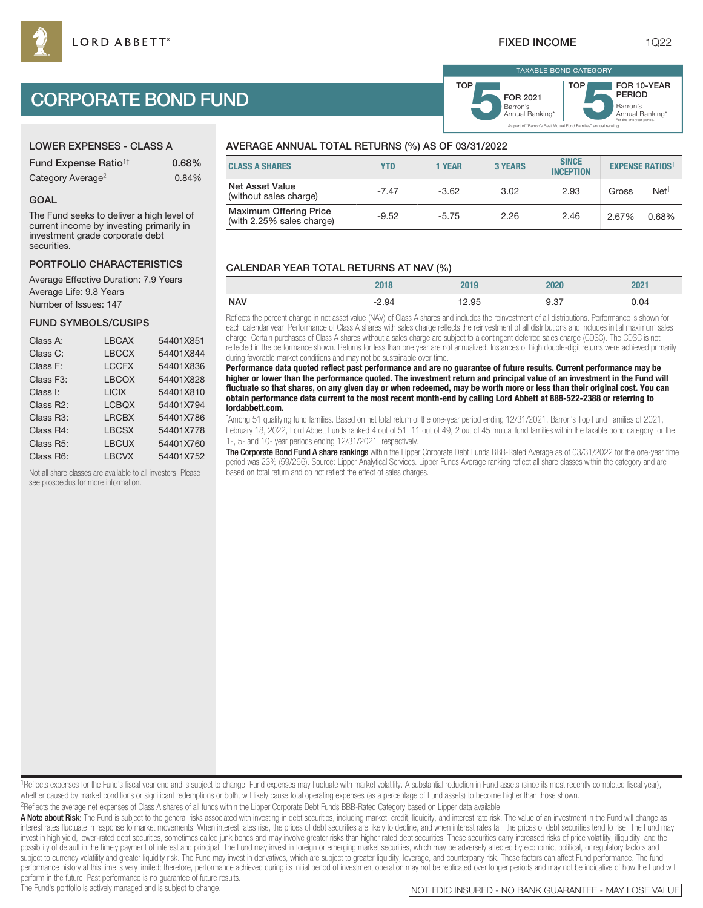LORD ABBETT®

FIXED INCOME 1Q22

# CORPORATE BOND FUND

TAXABLE BOND CATEGORY

TOP 5 FOR 2021 Barron's Annual Ranking*

TOP 5 FOR 10-YEAR PERIOD Barron's Annual Ranking* For the one-year period.

As part of "Barron's Best Mutual Fund Families" annual ranking.

## LOWER EXPENSES - CLASS A

| | |
|---|---|
| Fund Expense Ratio[1†] | 0.68% |
| Category Average[2] | 0.84% |

## GOAL

The Fund seeks to deliver a high level of current income by investing primarily in investment grade corporate debt securities.

## PORTFOLIO CHARACTERISTICS

Average Effective Duration: 7.9 Years
Average Life: 9.8 Years
Number of Issues: 147

## FUND SYMBOLS/CUSIPS

| | | |
|---|---|---|
| Class A: | LBCAX | 54401X851 |
| Class C: | LBCCX | 54401X844 |
| Class F: | LCCFX | 54401X836 |
| Class F3: | LBCOX | 54401X828 |
| Class I: | LICIX | 54401X810 |
| Class R2: | LCBQX | 54401X794 |
| Class R3: | LRCBX | 54401X786 |
| Class R4: | LBCSX | 54401X778 |
| Class R5: | LBCUX | 54401X760 |
| Class R6: | LBCVX | 54401X752 |

Not all share classes are available to all investors. Please see prospectus for more information.

## AVERAGE ANNUAL TOTAL RETURNS (%) AS OF 03/31/2022

| CLASS A SHARES | YTD | 1 YEAR | 3 YEARS | SINCE INCEPTION | EXPENSE RATIOS[1] | |
|---|---|---|---|---|---|---|
| | | | | | Gross | Net[†] |
| Net Asset Value (without sales charge) | -7.47 | -3.62 | 3.02 | 2.93 | | |
| Maximum Offering Price (with 2.25% sales charge) | -9.52 | -5.75 | 2.26 | 2.46 | 2.67% | 0.68% |

## CALENDAR YEAR TOTAL RETURNS AT NAV (%)

| | 2018 | 2019 | 2020 | 2021 |
|---|---|---|---|---|
| NAV | -2.94 | 12.95 | 9.37 | 0.04 |

Reflects the percent change in net asset value (NAV) of Class A shares and includes the reinvestment of all distributions. Performance is shown for each calendar year. Performance of Class A shares with sales charge reflects the reinvestment of all distributions and includes initial maximum sales charge. Certain purchases of Class A shares without a sales charge are subject to a contingent deferred sales charge (CDSC). The CDSC is not reflected in the performance shown. Returns for less than one year are not annualized. Instances of high double-digit returns were achieved primarily during favorable market conditions and may not be sustainable over time.

**Performance data quoted reflect past performance and are no guarantee of future results. Current performance may be higher or lower than the performance quoted. The investment return and principal value of an investment in the Fund will fluctuate so that shares, on any given day or when redeemed, may be worth more or less than their original cost. You can obtain performance data current to the most recent month-end by calling Lord Abbett at 888-522-2388 or referring to lordabbett.com.**

*Among 51 qualifying fund families. Based on net total return of the one-year period ending 12/31/2021. Barron's Top Fund Families of 2021, February 18, 2022, Lord Abbett Funds ranked 4 out of 51, 11 out of 49, 2 out of 45 mutual fund families within the taxable bond category for the 1-, 5- and 10- year periods ending 12/31/2021, respectively.

**The Corporate Bond Fund A share rankings** within the Lipper Corporate Debt Funds BBB-Rated Average as of 03/31/2022 for the one-year time period was 23% (59/266). Source: Lipper Analytical Services. Lipper Funds Average ranking reflect all share classes within the category and are based on total return and do not reflect the effect of sales charges.

[1]Reflects expenses for the Fund's fiscal year end and is subject to change. Fund expenses may fluctuate with market volatility. A substantial reduction in Fund assets (since its most recently completed fiscal year), whether caused by market conditions or significant redemptions or both, will likely cause total operating expenses (as a percentage of Fund assets) to become higher than those shown.

[2]Reflects the average net expenses of Class A shares of all funds within the Lipper Corporate Debt Funds BBB-Rated Category based on Lipper data available.

**A Note about Risk:** The Fund is subject to the general risks associated with investing in debt securities, including market, credit, liquidity, and interest rate risk. The value of an investment in the Fund will change as interest rates fluctuate in response to market movements. When interest rates rise, the prices of debt securities are likely to decline, and when interest rates fall, the prices of debt securities tend to rise. The Fund may invest in high yield, lower-rated debt securities, sometimes called junk bonds and may involve greater risks than higher rated debt securities. These securities carry increased risks of price volatility, illiquidity, and the possibility of default in the timely payment of interest and principal. The Fund may invest in foreign or emerging market securities, which may be adversely affected by economic, political, or regulatory factors and subject to currency volatility and greater liquidity risk. The Fund may invest in derivatives, which are subject to greater liquidity, leverage, and counterparty risk. These factors can affect Fund performance. The fund performance history at this time is very limited; therefore, performance achieved during its initial period of investment operation may not be replicated over longer periods and may not be indicative of how the Fund will perform in the future. Past performance is no guarantee of future results.

The Fund's portfolio is actively managed and is subject to change.

NOT FDIC INSURED - NO BANK GUARANTEE - MAY LOSE VALUE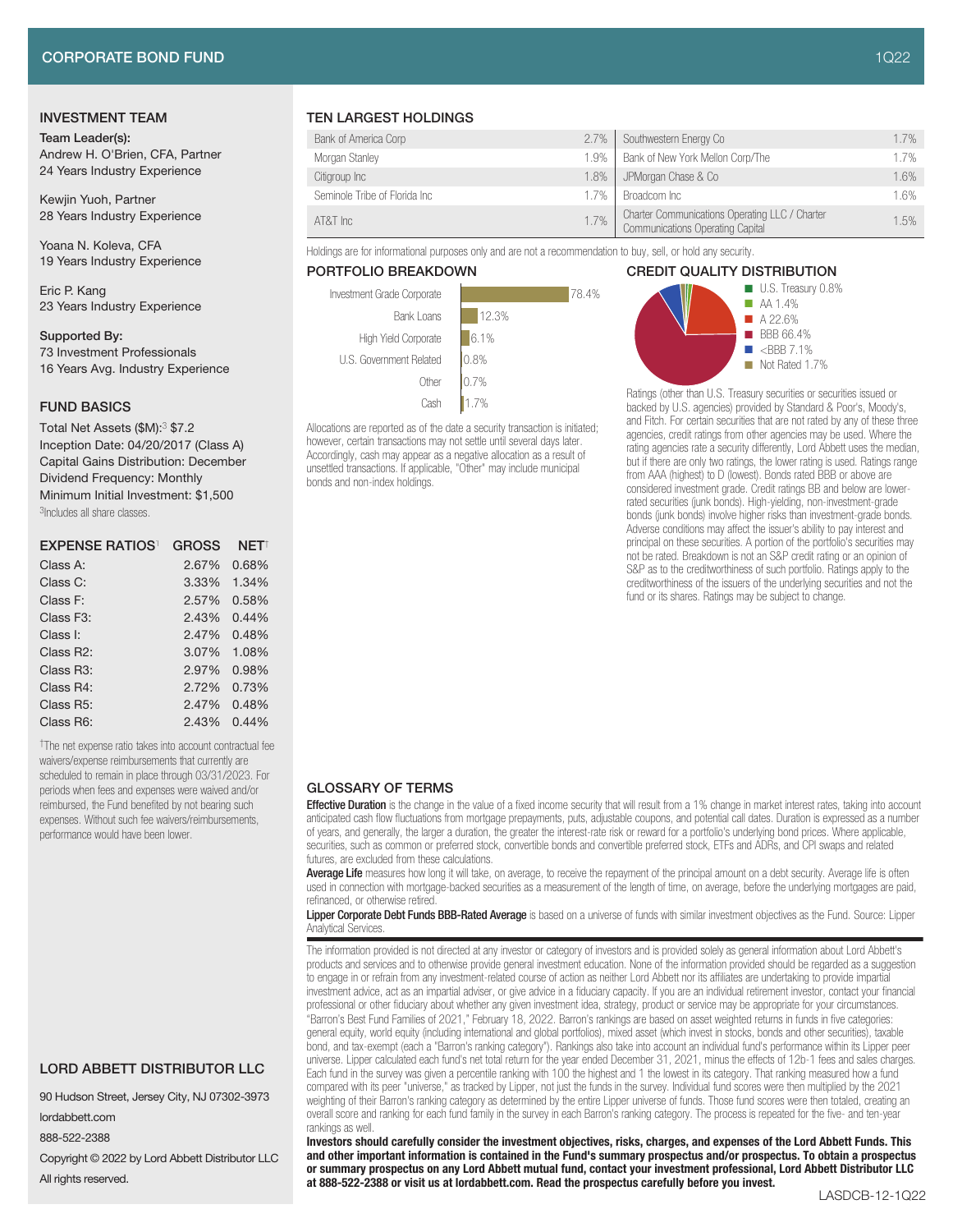## INVESTMENT TEAM

**Team Leader(s):**
Andrew H. O'Brien, CFA, Partner
24 Years Industry Experience

Kewjin Yuoh, Partner
28 Years Industry Experience

Yoana N. Koleva, CFA
19 Years Industry Experience

Eric P. Kang
23 Years Industry Experience

**Supported By:**
73 Investment Professionals
16 Years Avg. Industry Experience

## FUND BASICS

Total Net Assets ($M):[3] $7.2
Inception Date: 04/20/2017 (Class A)
Capital Gains Distribution: December
Dividend Frequency: Monthly
Minimum Initial Investment: $1,500
[3]Includes all share classes.

| EXPENSE RATIOS[†] | GROSS | NET[†] |
|---|---|---|
| Class A: | 2.67% | 0.68% |
| Class C: | 3.33% | 1.34% |
| Class F: | 2.57% | 0.58% |
| Class F3: | 2.43% | 0.44% |
| Class I: | 2.47% | 0.48% |
| Class R2: | 3.07% | 1.08% |
| Class R3: | 2.97% | 0.98% |
| Class R4: | 2.72% | 0.73% |
| Class R5: | 2.47% | 0.48% |
| Class R6: | 2.43% | 0.44% |

[†]The net expense ratio takes into account contractual fee waivers/expense reimbursements that currently are scheduled to remain in place through 03/31/2023. For periods when fees and expenses were waived and/or reimbursed, the Fund benefited by not bearing such expenses. Without such fee waivers/reimbursements, performance would have been lower.

## TEN LARGEST HOLDINGS

| | | | |
|---|---|---|---|
| Bank of America Corp | 2.7% | Southwestern Energy Co | 1.7% |
| Morgan Stanley | 1.9% | Bank of New York Mellon Corp/The | 1.7% |
| Citigroup Inc | 1.8% | JPMorgan Chase & Co | 1.6% |
| Seminole Tribe of Florida Inc | 1.7% | Broadcom Inc | 1.6% |
| AT&T Inc | 1.7% | Charter Communications Operating LLC / Charter Communications Operating Capital | 1.5% |

Holdings are for informational purposes only and are not a recommendation to buy, sell, or hold any security.

## PORTFOLIO BREAKDOWN

Investment Grade Corporate 78.4%
Bank Loans 12.3%
High Yield Corporate 6.1%
U.S. Government Related 0.8%
Other 0.7%
Cash 1.7%

Allocations are reported as of the date a security transaction is initiated; however, certain transactions may not settle until several days later. Accordingly, cash may appear as a negative allocation as a result of unsettled transactions. If applicable, "Other" may include municipal bonds and non-index holdings.

## CREDIT QUALITY DISTRIBUTION

U.S. Treasury 0.8%
AA 1.4%
A 22.6%
BBB 66.4%
<BBB 7.1%
Not Rated 1.7%

Ratings (other than U.S. Treasury securities or securities issued or backed by U.S. agencies) provided by Standard & Poor's, Moody's, and Fitch. For certain securities that are not rated by any of these three agencies, credit ratings from other agencies may be used. Where the rating agencies rate a security differently, Lord Abbett uses the median, but if there are only two ratings, the lower rating is used. Ratings range from AAA (highest) to D (lowest). Bonds rated BBB or above are considered investment grade. Credit ratings BB and below are lower-rated securities (junk bonds). High-yielding, non-investment-grade bonds (junk bonds) involve higher risks than investment-grade bonds. Adverse conditions may affect the issuer's ability to pay interest and principal on these securities. A portion of the portfolio's securities may not be rated. Breakdown is not an S&P credit rating or an opinion of S&P as to the creditworthiness of such portfolio. Ratings apply to the creditworthiness of the issuers of the underlying securities and not the fund or its shares. Ratings may be subject to change.

## GLOSSARY OF TERMS

**Effective Duration** is the change in the value of a fixed income security that will result from a 1% change in market interest rates, taking into account anticipated cash flow fluctuations from mortgage prepayments, puts, adjustable coupons, and potential call dates. Duration is expressed as a number of years, and generally, the larger a duration, the greater the interest-rate risk or reward for a portfolio's underlying bond prices. Where applicable, securities, such as common or preferred stock, convertible bonds and convertible preferred stock, ETFs and ADRs, and CPI swaps and related futures, are excluded from these calculations.

**Average Life** measures how long it will take, on average, to receive the repayment of the principal amount on a debt security. Average life is often used in connection with mortgage-backed securities as a measurement of the length of time, on average, before the underlying mortgages are paid, refinanced, or otherwise retired.

**Lipper Corporate Debt Funds BBB-Rated Average** is based on a universe of funds with similar investment objectives as the Fund. Source: Lipper Analytical Services.

The information provided is not directed at any investor or category of investors and is provided solely as general information about Lord Abbett's products and services and to otherwise provide general investment education. None of the information provided should be regarded as a suggestion to engage in or refrain from any investment-related course of action as neither Lord Abbett nor its affiliates are undertaking to provide impartial investment advice, act as an impartial adviser, or give advice in a fiduciary capacity. If you are an individual retirement investor, contact your financial professional or other fiduciary about whether any given investment idea, strategy, product or service may be appropriate for your circumstances.

"Barron's Best Fund Families of 2021," February 18, 2022. Barron's rankings are based on asset weighted returns in funds in five categories: general equity, world equity (including international and global portfolios), mixed asset (which invest in stocks, bonds and other securities), taxable bond, and tax-exempt (each a "Barron's ranking category"). Rankings also take into account an individual fund's performance within its Lipper peer universe. Lipper calculated each fund's net total return for the year ended December 31, 2021, minus the effects of 12b-1 fees and sales charges. Each fund in the survey was given a percentile ranking with 100 the highest and 1 the lowest in its category. That ranking measured how a fund compared with its peer "universe," as tracked by Lipper, not just the funds in the survey. Individual fund scores were then multiplied by the 2021 weighting of their Barron's ranking category as determined by the entire Lipper universe of funds. Those fund scores were then totaled, creating an overall score and ranking for each fund family in the survey in each Barron's ranking category. The process is repeated for the five- and ten-year rankings as well.

**Investors should carefully consider the investment objectives, risks, charges, and expenses of the Lord Abbett Funds. This and other important information is contained in the Fund's summary prospectus and/or prospectus. To obtain a prospectus or summary prospectus on any Lord Abbett mutual fund, contact your investment professional, Lord Abbett Distributor LLC at 888-522-2388 or visit us at lordabbett.com. Read the prospectus carefully before you invest.**

## LORD ABBETT DISTRIBUTOR LLC

90 Hudson Street, Jersey City, NJ 07302-3973

lordabbett.com

888-522-2388

Copyright © 2022 by Lord Abbett Distributor LLC

All rights reserved.

LASDCB-12-1Q22